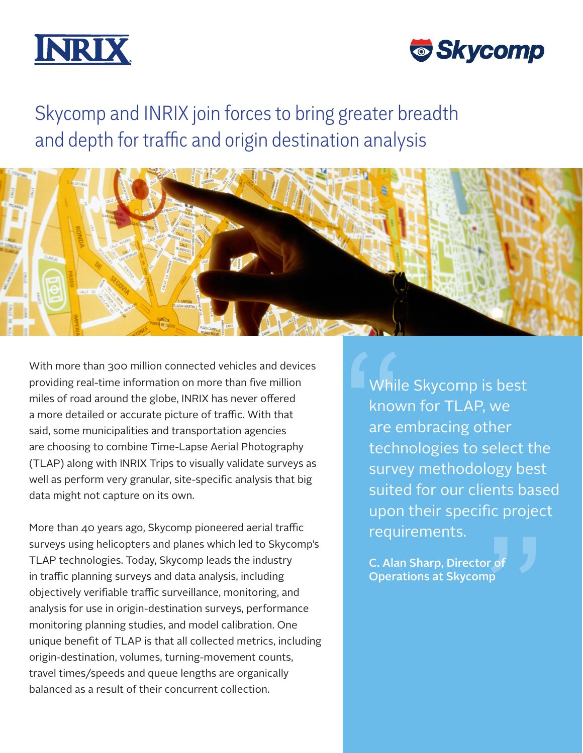INRIX

Skycomp

# Skycomp and INRIX join forces to bring greater breadth and depth for traffic and origin destination analysis

With more than 300 million connected vehicles and devices providing real-time information on more than five million miles of road around the globe, INRIX has never offered a more detailed or accurate picture of traffic. With that said, some municipalities and transportation agencies are choosing to combine Time-Lapse Aerial Photography (TLAP) along with INRIX Trips to visually validate surveys as well as perform very granular, site-specific analysis that big data might not capture on its own.

More than 40 years ago, Skycomp pioneered aerial traffic surveys using helicopters and planes which led to Skycomp's TLAP technologies. Today, Skycomp leads the industry in traffic planning surveys and data analysis, including objectively verifiable traffic surveillance, monitoring, and analysis for use in origin-destination surveys, performance monitoring planning studies, and model calibration. One unique benefit of TLAP is that all collected metrics, including origin-destination, volumes, turning-movement counts, travel times/speeds and queue lengths are organically balanced as a result of their concurrent collection.

> "While Skycomp is best known for TLAP, we are embracing other technologies to select the survey methodology best suited for our clients based upon their specific project requirements."
>
> **C. Alan Sharp, Director of Operations at Skycomp**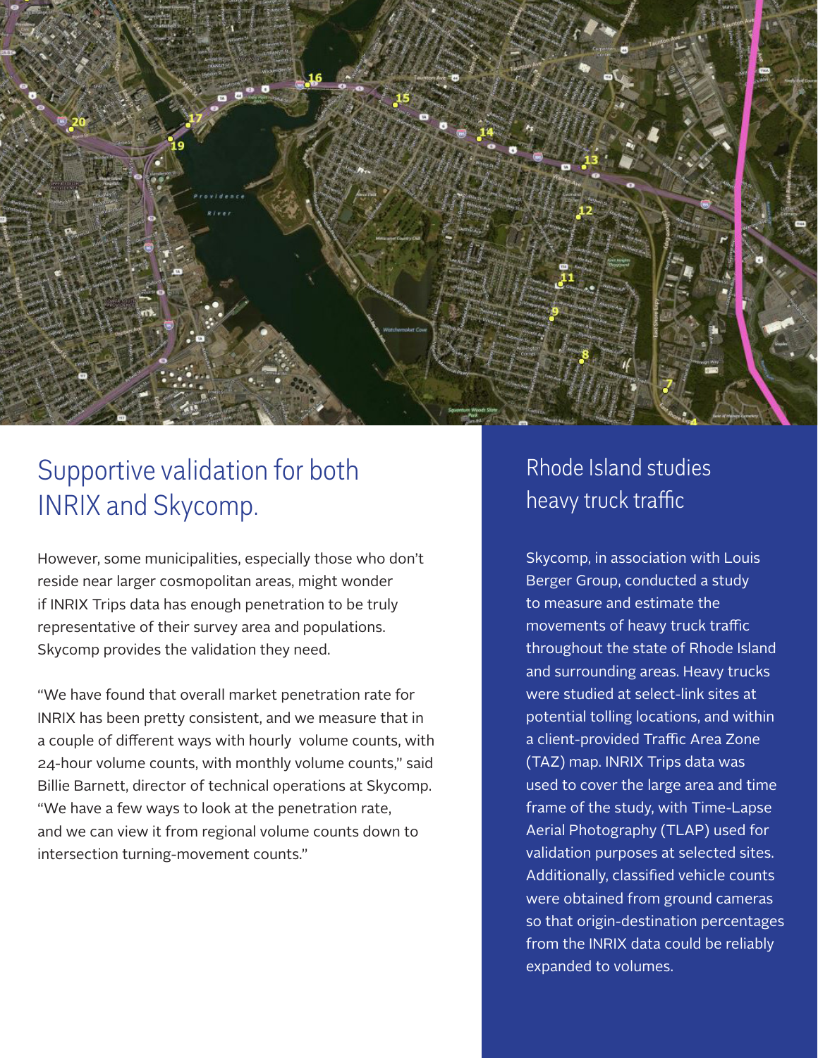## Supportive validation for both INRIX and Skycomp.

However, some municipalities, especially those who don't reside near larger cosmopolitan areas, might wonder if INRIX Trips data has enough penetration to be truly representative of their survey area and populations. Skycomp provides the validation they need.

"We have found that overall market penetration rate for INRIX has been pretty consistent, and we measure that in a couple of different ways with hourly volume counts, with 24-hour volume counts, with monthly volume counts," said Billie Barnett, director of technical operations at Skycomp. "We have a few ways to look at the penetration rate, and we can view it from regional volume counts down to intersection turning-movement counts."

## Rhode Island studies heavy truck traffic

Skycomp, in association with Louis Berger Group, conducted a study to measure and estimate the movements of heavy truck traffic throughout the state of Rhode Island and surrounding areas. Heavy trucks were studied at select-link sites at potential tolling locations, and within a client-provided Traffic Area Zone (TAZ) map. INRIX Trips data was used to cover the large area and time frame of the study, with Time-Lapse Aerial Photography (TLAP) used for validation purposes at selected sites. Additionally, classified vehicle counts were obtained from ground cameras so that origin-destination percentages from the INRIX data could be reliably expanded to volumes.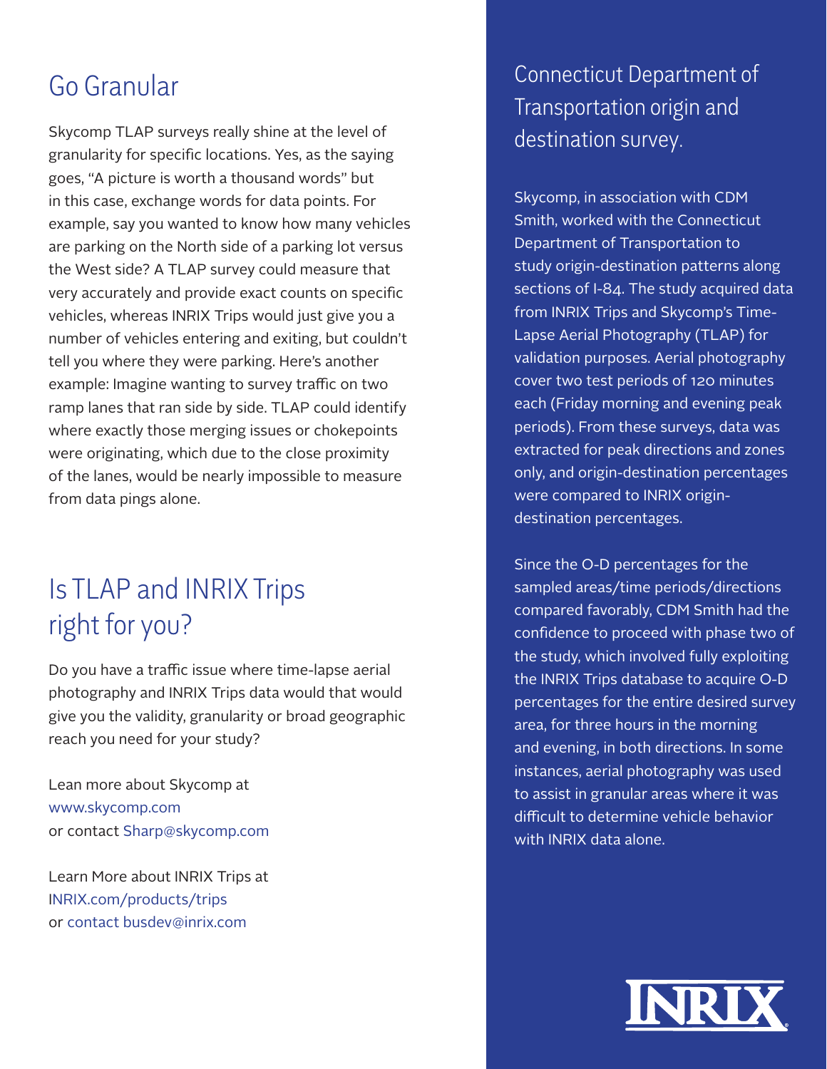## Go Granular

Skycomp TLAP surveys really shine at the level of granularity for specific locations. Yes, as the saying goes, "A picture is worth a thousand words" but in this case, exchange words for data points. For example, say you wanted to know how many vehicles are parking on the North side of a parking lot versus the West side? A TLAP survey could measure that very accurately and provide exact counts on specific vehicles, whereas INRIX Trips would just give you a number of vehicles entering and exiting, but couldn't tell you where they were parking. Here's another example: Imagine wanting to survey traffic on two ramp lanes that ran side by side. TLAP could identify where exactly those merging issues or chokepoints were originating, which due to the close proximity of the lanes, would be nearly impossible to measure from data pings alone.

## Is TLAP and INRIX Trips right for you?

Do you have a traffic issue where time-lapse aerial photography and INRIX Trips data would that would give you the validity, granularity or broad geographic reach you need for your study?

Lean more about Skycomp at
www.skycomp.com
or contact Sharp@skycomp.com

Learn More about INRIX Trips at
INRIX.com/products/trips
or contact busdev@inrix.com

## Connecticut Department of Transportation origin and destination survey.

Skycomp, in association with CDM Smith, worked with the Connecticut Department of Transportation to study origin-destination patterns along sections of I-84. The study acquired data from INRIX Trips and Skycomp's Time-Lapse Aerial Photography (TLAP) for validation purposes. Aerial photography cover two test periods of 120 minutes each (Friday morning and evening peak periods). From these surveys, data was extracted for peak directions and zones only, and origin-destination percentages were compared to INRIX origin-destination percentages.

Since the O-D percentages for the sampled areas/time periods/directions compared favorably, CDM Smith had the confidence to proceed with phase two of the study, which involved fully exploiting the INRIX Trips database to acquire O-D percentages for the entire desired survey area, for three hours in the morning and evening, in both directions. In some instances, aerial photography was used to assist in granular areas where it was difficult to determine vehicle behavior with INRIX data alone.

INRIX